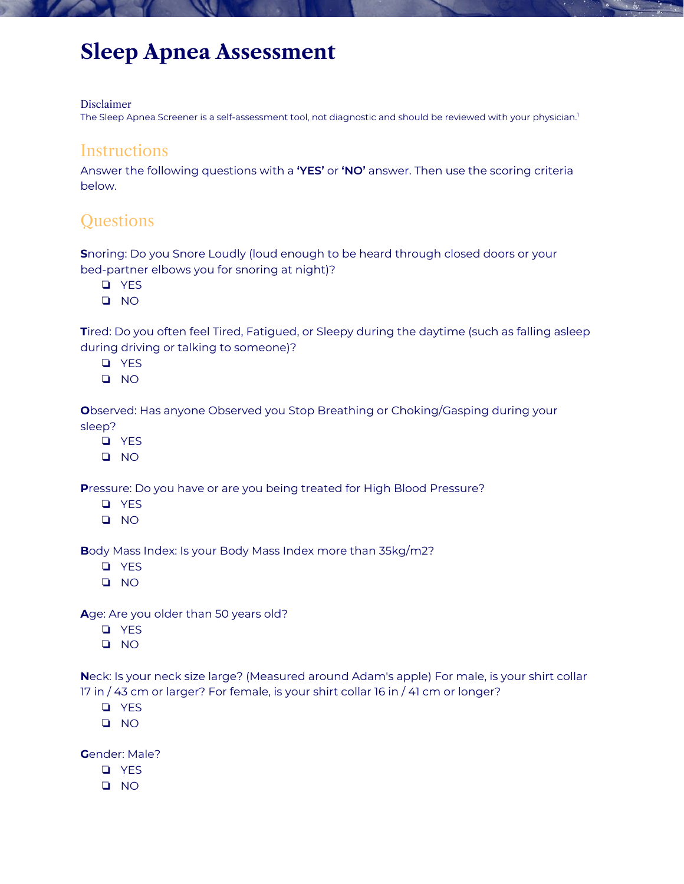# Sleep Apnea Assessment

Disclaimer

The Sleep Apnea Screener is a self-assessment tool, not diagnostic and should be reviewed with your physician.[1]

## Instructions

Answer the following questions with a **'YES'** or **'NO'** answer. Then use the scoring criteria below.

## Questions

**S**noring: Do you Snore Loudly (loud enough to be heard through closed doors or your bed-partner elbows you for snoring at night)?

- ❏ YES
- ❏ NO

**T**ired: Do you often feel Tired, Fatigued, or Sleepy during the daytime (such as falling asleep during driving or talking to someone)?

- ❏ YES
- ❏ NO

**O**bserved: Has anyone Observed you Stop Breathing or Choking/Gasping during your sleep?

- ❏ YES
- ❏ NO

**P**ressure: Do you have or are you being treated for High Blood Pressure?

- ❏ YES
- ❏ NO

**B**ody Mass Index: Is your Body Mass Index more than 35kg/m2?

- ❏ YES
- ❏ NO

**A**ge: Are you older than 50 years old?

- ❏ YES
- ❏ NO

**N**eck: Is your neck size large? (Measured around Adam's apple) For male, is your shirt collar 17 in / 43 cm or larger? For female, is your shirt collar 16 in / 41 cm or longer?

- ❏ YES
- ❏ NO

**G**ender: Male?

- ❏ YES
- ❏ NO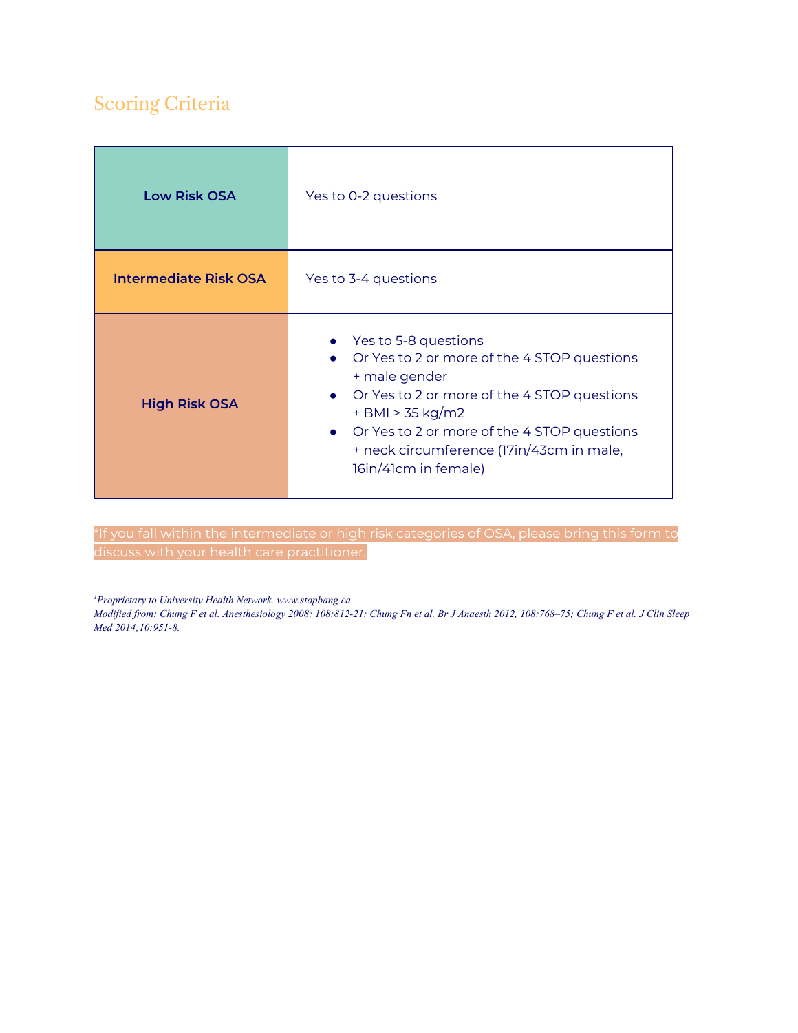## Scoring Criteria

| | |
|---|---|
| **Low Risk OSA** | Yes to 0-2 questions |
| **Intermediate Risk OSA** | Yes to 3-4 questions |
| **High Risk OSA** | • Yes to 5-8 questions<br>• Or Yes to 2 or more of the 4 STOP questions + male gender<br>• Or Yes to 2 or more of the 4 STOP questions + BMI > 35 kg/m2<br>• Or Yes to 2 or more of the 4 STOP questions + neck circumference (17in/43cm in male, 16in/41cm in female) |

*If you fall within the intermediate or high risk categories of OSA, please bring this form to discuss with your health care practitioner.

[1]*Proprietary to University Health Network. www.stopbang.ca*
*Modified from: Chung F et al. Anesthesiology 2008; 108:812-21; Chung Fn et al. Br J Anaesth 2012, 108:768–75; Chung F et al. J Clin Sleep Med 2014;10:951-8.*